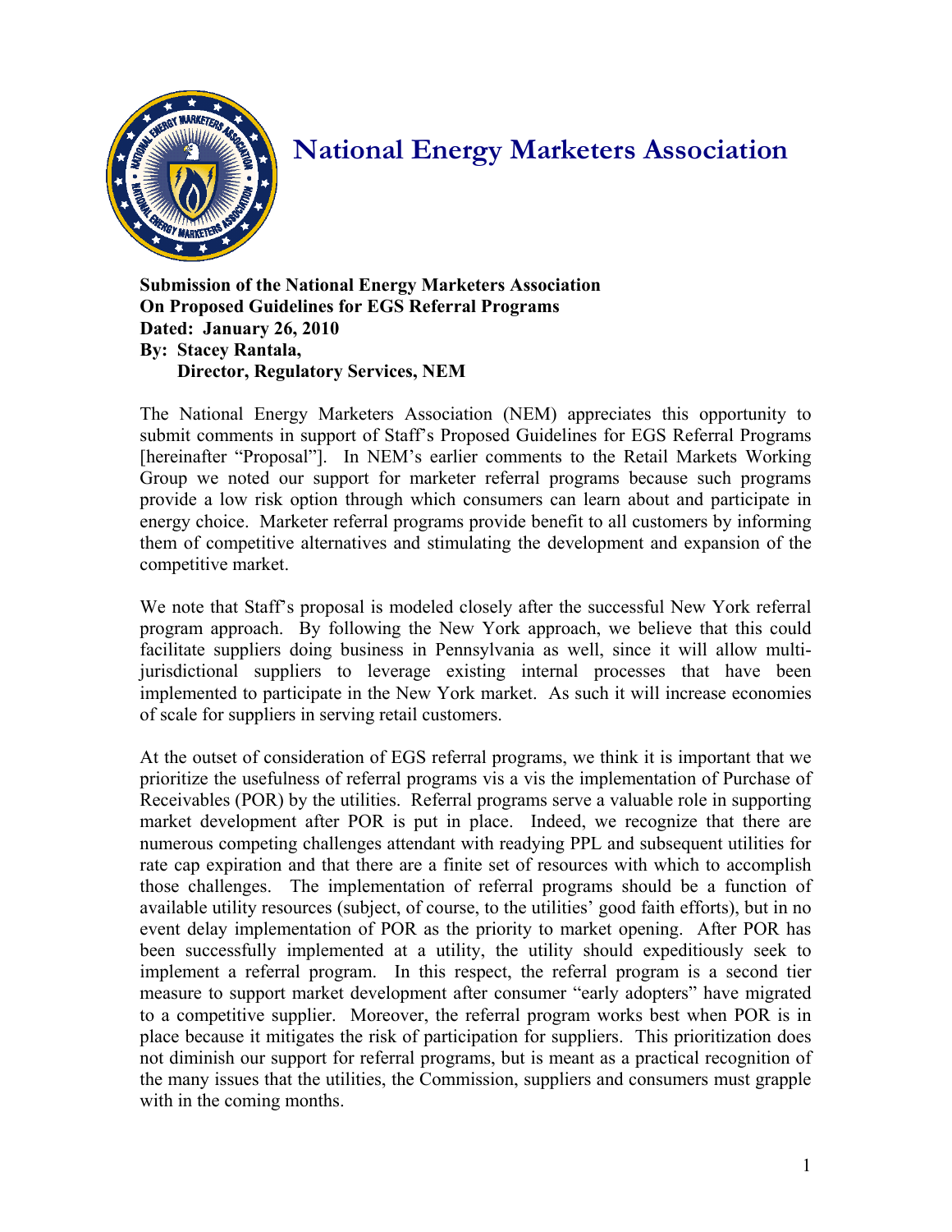# National Energy Marketers Association

**Submission of the National Energy Marketers Association**
**On Proposed Guidelines for EGS Referral Programs**
**Dated: January 26, 2010**
**By: Stacey Rantala,**
**Director, Regulatory Services, NEM**

The National Energy Marketers Association (NEM) appreciates this opportunity to submit comments in support of Staff's Proposed Guidelines for EGS Referral Programs [hereinafter "Proposal"]. In NEM's earlier comments to the Retail Markets Working Group we noted our support for marketer referral programs because such programs provide a low risk option through which consumers can learn about and participate in energy choice. Marketer referral programs provide benefit to all customers by informing them of competitive alternatives and stimulating the development and expansion of the competitive market.

We note that Staff's proposal is modeled closely after the successful New York referral program approach. By following the New York approach, we believe that this could facilitate suppliers doing business in Pennsylvania as well, since it will allow multi-jurisdictional suppliers to leverage existing internal processes that have been implemented to participate in the New York market. As such it will increase economies of scale for suppliers in serving retail customers.

At the outset of consideration of EGS referral programs, we think it is important that we prioritize the usefulness of referral programs vis a vis the implementation of Purchase of Receivables (POR) by the utilities. Referral programs serve a valuable role in supporting market development after POR is put in place. Indeed, we recognize that there are numerous competing challenges attendant with readying PPL and subsequent utilities for rate cap expiration and that there are a finite set of resources with which to accomplish those challenges. The implementation of referral programs should be a function of available utility resources (subject, of course, to the utilities' good faith efforts), but in no event delay implementation of POR as the priority to market opening. After POR has been successfully implemented at a utility, the utility should expeditiously seek to implement a referral program. In this respect, the referral program is a second tier measure to support market development after consumer "early adopters" have migrated to a competitive supplier. Moreover, the referral program works best when POR is in place because it mitigates the risk of participation for suppliers. This prioritization does not diminish our support for referral programs, but is meant as a practical recognition of the many issues that the utilities, the Commission, suppliers and consumers must grapple with in the coming months.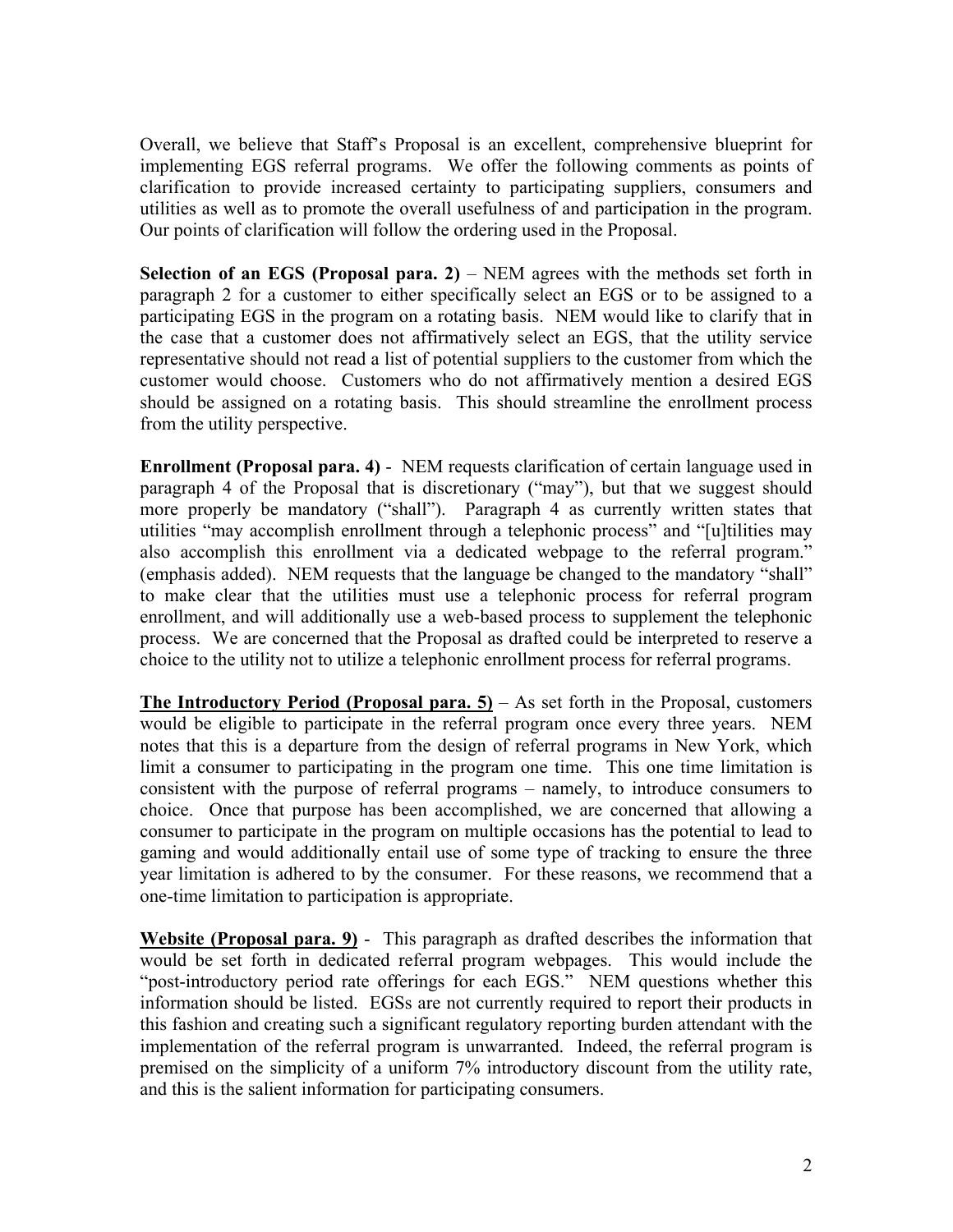Overall, we believe that Staff's Proposal is an excellent, comprehensive blueprint for implementing EGS referral programs. We offer the following comments as points of clarification to provide increased certainty to participating suppliers, consumers and utilities as well as to promote the overall usefulness of and participation in the program. Our points of clarification will follow the ordering used in the Proposal.

**Selection of an EGS (Proposal para. 2)** – NEM agrees with the methods set forth in paragraph 2 for a customer to either specifically select an EGS or to be assigned to a participating EGS in the program on a rotating basis. NEM would like to clarify that in the case that a customer does not affirmatively select an EGS, that the utility service representative should not read a list of potential suppliers to the customer from which the customer would choose. Customers who do not affirmatively mention a desired EGS should be assigned on a rotating basis. This should streamline the enrollment process from the utility perspective.

**Enrollment (Proposal para. 4)** - NEM requests clarification of certain language used in paragraph 4 of the Proposal that is discretionary ("may"), but that we suggest should more properly be mandatory ("shall"). Paragraph 4 as currently written states that utilities "may accomplish enrollment through a telephonic process" and "[u]tilities may also accomplish this enrollment via a dedicated webpage to the referral program." (emphasis added). NEM requests that the language be changed to the mandatory "shall" to make clear that the utilities must use a telephonic process for referral program enrollment, and will additionally use a web-based process to supplement the telephonic process. We are concerned that the Proposal as drafted could be interpreted to reserve a choice to the utility not to utilize a telephonic enrollment process for referral programs.

**The Introductory Period (Proposal para. 5)** – As set forth in the Proposal, customers would be eligible to participate in the referral program once every three years. NEM notes that this is a departure from the design of referral programs in New York, which limit a consumer to participating in the program one time. This one time limitation is consistent with the purpose of referral programs – namely, to introduce consumers to choice. Once that purpose has been accomplished, we are concerned that allowing a consumer to participate in the program on multiple occasions has the potential to lead to gaming and would additionally entail use of some type of tracking to ensure the three year limitation is adhered to by the consumer. For these reasons, we recommend that a one-time limitation to participation is appropriate.

**Website (Proposal para. 9)** - This paragraph as drafted describes the information that would be set forth in dedicated referral program webpages. This would include the "post-introductory period rate offerings for each EGS." NEM questions whether this information should be listed. EGSs are not currently required to report their products in this fashion and creating such a significant regulatory reporting burden attendant with the implementation of the referral program is unwarranted. Indeed, the referral program is premised on the simplicity of a uniform 7% introductory discount from the utility rate, and this is the salient information for participating consumers.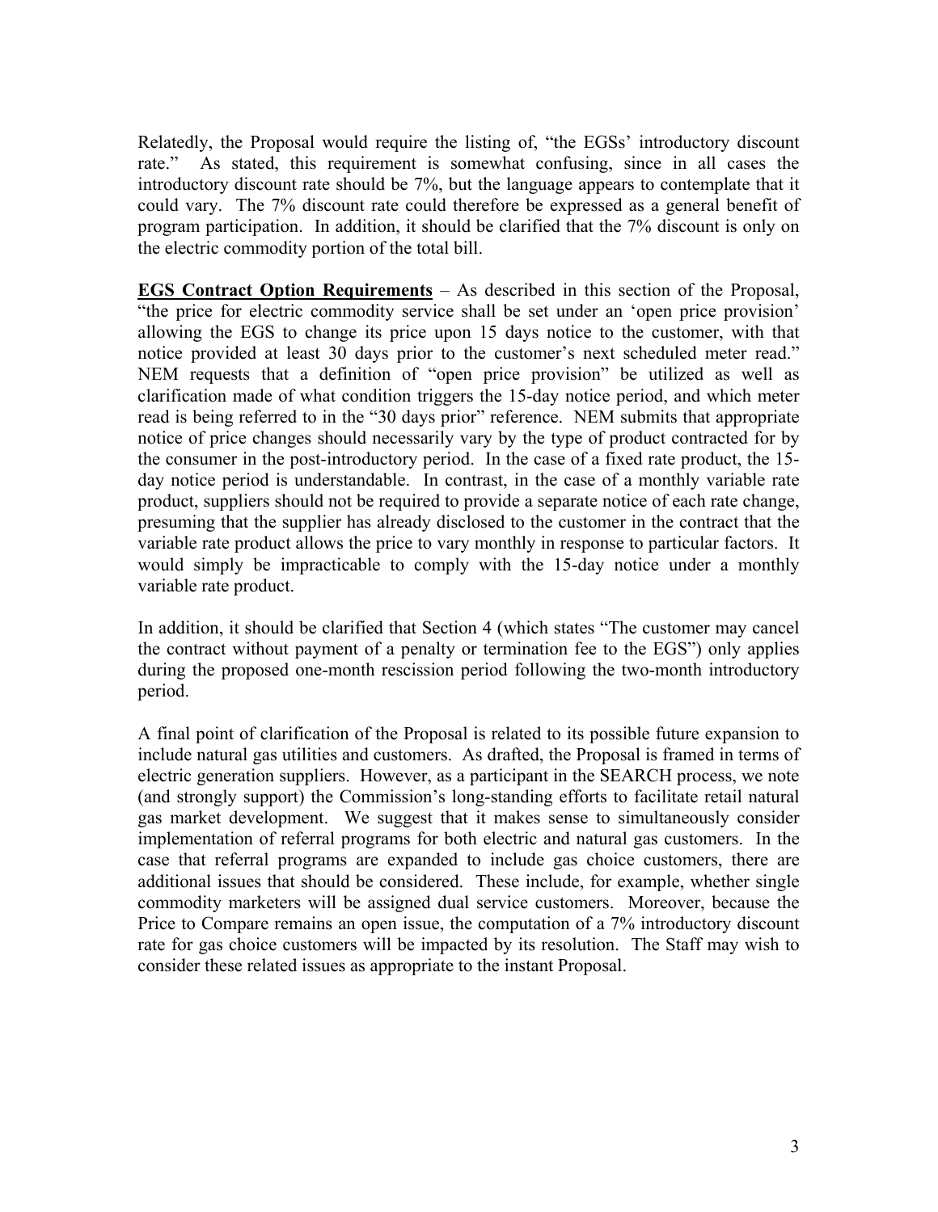Relatedly, the Proposal would require the listing of, "the EGSs' introductory discount rate." As stated, this requirement is somewhat confusing, since in all cases the introductory discount rate should be 7%, but the language appears to contemplate that it could vary. The 7% discount rate could therefore be expressed as a general benefit of program participation. In addition, it should be clarified that the 7% discount is only on the electric commodity portion of the total bill.

**EGS Contract Option Requirements** – As described in this section of the Proposal, "the price for electric commodity service shall be set under an 'open price provision' allowing the EGS to change its price upon 15 days notice to the customer, with that notice provided at least 30 days prior to the customer's next scheduled meter read." NEM requests that a definition of "open price provision" be utilized as well as clarification made of what condition triggers the 15-day notice period, and which meter read is being referred to in the "30 days prior" reference. NEM submits that appropriate notice of price changes should necessarily vary by the type of product contracted for by the consumer in the post-introductory period. In the case of a fixed rate product, the 15-day notice period is understandable. In contrast, in the case of a monthly variable rate product, suppliers should not be required to provide a separate notice of each rate change, presuming that the supplier has already disclosed to the customer in the contract that the variable rate product allows the price to vary monthly in response to particular factors. It would simply be impracticable to comply with the 15-day notice under a monthly variable rate product.

In addition, it should be clarified that Section 4 (which states "The customer may cancel the contract without payment of a penalty or termination fee to the EGS") only applies during the proposed one-month rescission period following the two-month introductory period.

A final point of clarification of the Proposal is related to its possible future expansion to include natural gas utilities and customers. As drafted, the Proposal is framed in terms of electric generation suppliers. However, as a participant in the SEARCH process, we note (and strongly support) the Commission's long-standing efforts to facilitate retail natural gas market development. We suggest that it makes sense to simultaneously consider implementation of referral programs for both electric and natural gas customers. In the case that referral programs are expanded to include gas choice customers, there are additional issues that should be considered. These include, for example, whether single commodity marketers will be assigned dual service customers. Moreover, because the Price to Compare remains an open issue, the computation of a 7% introductory discount rate for gas choice customers will be impacted by its resolution. The Staff may wish to consider these related issues as appropriate to the instant Proposal.